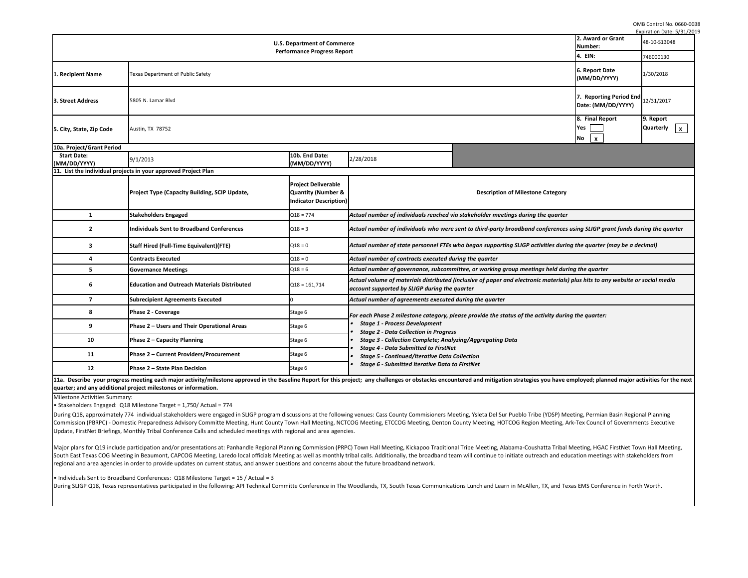OMB Control No. 0660-0038
Expiration Date: 5/31/2019

| U.S. Department of Commerce Performance Progress Report | | 2. Award or Grant Number: | 48-10-S13048 |
|---|---|---|---|
| | | 4. EIN: | 746000130 |
| 1. Recipient Name | Texas Department of Public Safety | 6. Report Date (MM/DD/YYYY) | 1/30/2018 |
| 3. Street Address | 5805 N. Lamar Blvd | 7. Reporting Period End Date: (MM/DD/YYYY) | 12/31/2017 |
| 5. City, State, Zip Code | Austin, TX 78752 | 8. Final Report Yes [ ] No [x] | 9. Report Quarterly [x] |

**10a. Project/Grant Period**

| Start Date: (MM/DD/YYYY) | 9/1/2013 | 10b. End Date: (MM/DD/YYYY) | 2/28/2018 |
|---|---|---|---|

**11. List the individual projects in your approved Project Plan**

| | Project Type (Capacity Building, SCIP Update, | Project Deliverable Quantity (Number & Indicator Description) | Description of Milestone Category |
|---|---|---|---|
| 1 | Stakeholders Engaged | Q18 = 774 | *Actual number of individuals reached via stakeholder meetings during the quarter* |
| 2 | Individuals Sent to Broadband Conferences | Q18 = 3 | *Actual number of individuals who were sent to third-party broadband conferences using SLIGP grant funds during the quarter* |
| 3 | Staff Hired (Full-Time Equivalent)(FTE) | Q18 = 0 | *Actual number of state personnel FTEs who began supporting SLIGP activities during the quarter (may be a decimal)* |
| 4 | Contracts Executed | Q18 = 0 | *Actual number of contracts executed during the quarter* |
| 5 | Governance Meetings | Q18 = 6 | *Actual number of governance, subcommittee, or working group meetings held during the quarter* |
| 6 | Education and Outreach Materials Distributed | Q18 = 161,714 | *Actual volume of materials distributed (inclusive of paper and electronic materials) plus hits to any website or social media account supported by SLIGP during the quarter* |
| 7 | Subrecipient Agreements Executed | 0 | *Actual number of agreements executed during the quarter* |
| 8 | Phase 2 - Coverage | Stage 6 | *For each Phase 2 milestone category, please provide the status of the activity during the quarter:* |
| 9 | Phase 2 – Users and Their Operational Areas | Stage 6 | *• Stage 1 - Process Development* *• Stage 2 - Data Collection in Progress* |
| 10 | Phase 2 – Capacity Planning | Stage 6 | *• Stage 3 - Collection Complete; Analyzing/Aggregating Data* |
| 11 | Phase 2 – Current Providers/Procurement | Stage 6 | *• Stage 4 - Data Submitted to FirstNet* *• Stage 5 - Continued/Iterative Data Collection* |
| 12 | Phase 2 – State Plan Decision | Stage 6 | *• Stage 6 - Submitted Iterative Data to FirstNet* |

**11a. Describe your progress meeting each major activity/milestone approved in the Baseline Report for this project; any challenges or obstacles encountered and mitigation strategies you have employed; planned major activities for the next quarter; and any additional project milestones or information.**

Milestone Activities Summary:

• Stakeholders Engaged: Q18 Milestone Target = 1,750/ Actual = 774

During Q18, approximately 774 individual stakeholders were engaged in SLIGP program discussions at the following venues: Cass County Commisioners Meeting, Ysleta Del Sur Pueblo Tribe (YDSP) Meeting, Permian Basin Regional Planning Commission (PBRPC) - Domestic Preparedness Advisory Committe Meeting, Hunt County Town Hall Meeting, NCTCOG Meeting, ETCCOG Meeting, Denton County Meeting, HOTCOG Region Meeting, Ark-Tex Council of Governments Executive Update, FirstNet Briefings, Monthly Tribal Conference Calls and scheduled meetings with regional and area agencies.

Major plans for Q19 include participation and/or presentations at: Panhandle Regional Planning Commission (PRPC) Town Hall Meeting, Kickapoo Traditional Tribe Meeting, Alabama-Coushatta Tribal Meeting, HGAC FirstNet Town Hall Meeting, South East Texas COG Meeting in Beaumont, CAPCOG Meeting, Laredo local officials Meeting as well as monthly tribal calls. Additionally, the broadband team will continue to initiate outreach and education meetings with stakeholders from regional and area agencies in order to provide updates on current status, and answer questions and concerns about the future broadband network.

• Individuals Sent to Broadband Conferences: Q18 Milestone Target = 15 / Actual = 3

During SLIGP Q18, Texas representatives participated in the following: API Technical Committe Conference in The Woodlands, TX, South Texas Communications Lunch and Learn in McAllen, TX, and Texas EMS Conference in Forth Worth.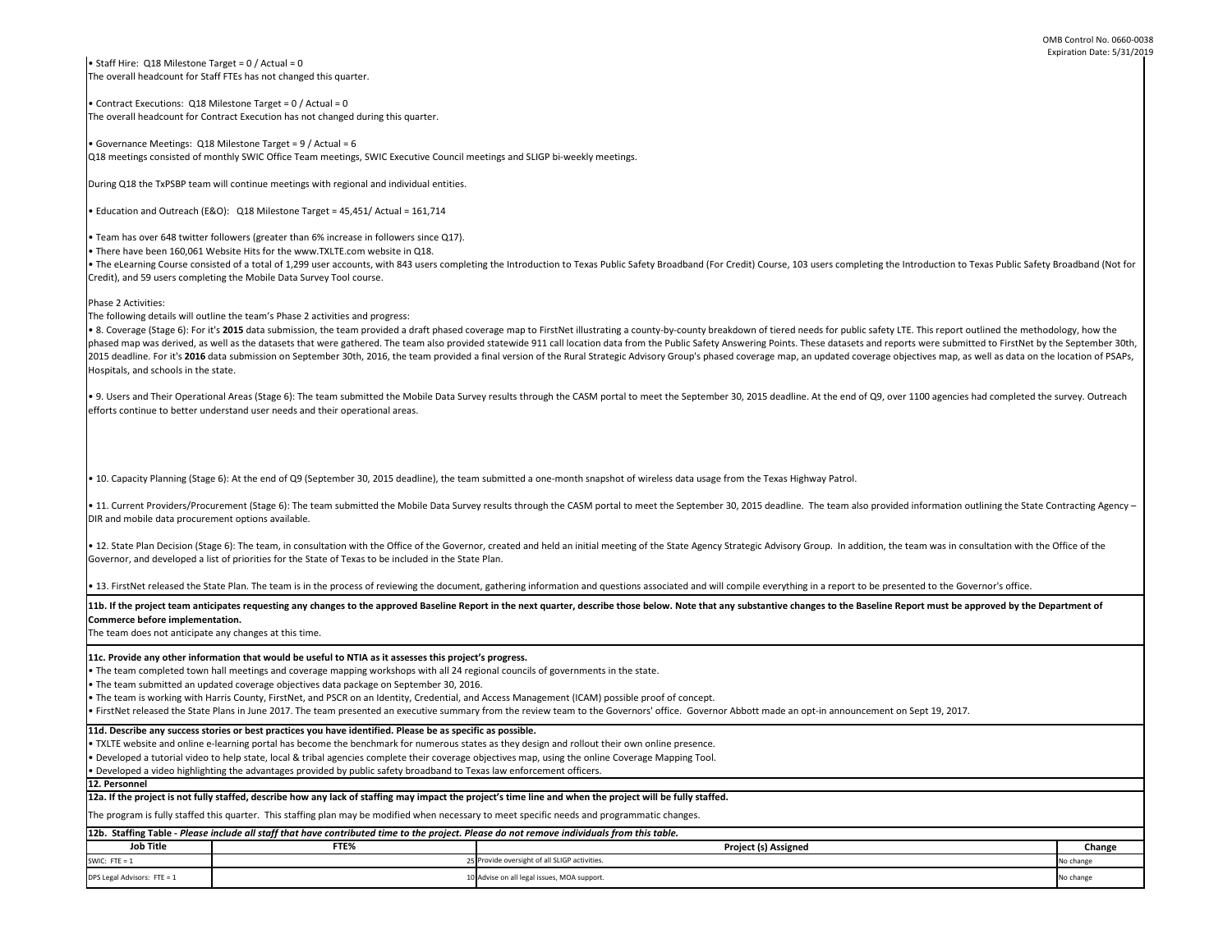• Staff Hire: Q18 Milestone Target = 0 / Actual = 0
The overall headcount for Staff FTEs has not changed this quarter.

• Contract Executions: Q18 Milestone Target = 0 / Actual = 0
The overall headcount for Contract Execution has not changed during this quarter.

• Governance Meetings: Q18 Milestone Target = 9 / Actual = 6
Q18 meetings consisted of monthly SWIC Office Team meetings, SWIC Executive Council meetings and SLIGP bi-weekly meetings.

During Q18 the TxPSBP team will continue meetings with regional and individual entities.

• Education and Outreach (E&O): Q18 Milestone Target = 45,451/ Actual = 161,714

• Team has over 648 twitter followers (greater than 6% increase in followers since Q17).
• There have been 160,061 Website Hits for the www.TXLTE.com website in Q18.
• The eLearning Course consisted of a total of 1,299 user accounts, with 843 users completing the Introduction to Texas Public Safety Broadband (For Credit) Course, 103 users completing the Introduction to Texas Public Safety Broadband (Not for Credit), and 59 users completing the Mobile Data Survey Tool course.

Phase 2 Activities:
The following details will outline the team's Phase 2 activities and progress:
• 8. Coverage (Stage 6): For it's **2015** data submission, the team provided a draft phased coverage map to FirstNet illustrating a county-by-county breakdown of tiered needs for public safety LTE. This report outlined the methodology, how the phased map was derived, as well as the datasets that were gathered. The team also provided statewide 911 call location data from the Public Safety Answering Points. These datasets and reports were submitted to FirstNet by the September 30th, 2015 deadline. For it's **2016** data submission on September 30th, 2016, the team provided a final version of the Rural Strategic Advisory Group's phased coverage map, an updated coverage objectives map, as well as data on the location of PSAPs, Hospitals, and schools in the state.

• 9. Users and Their Operational Areas (Stage 6): The team submitted the Mobile Data Survey results through the CASM portal to meet the September 30, 2015 deadline. At the end of Q9, over 1100 agencies had completed the survey. Outreach efforts continue to better understand user needs and their operational areas.

• 10. Capacity Planning (Stage 6): At the end of Q9 (September 30, 2015 deadline), the team submitted a one-month snapshot of wireless data usage from the Texas Highway Patrol.

• 11. Current Providers/Procurement (Stage 6): The team submitted the Mobile Data Survey results through the CASM portal to meet the September 30, 2015 deadline. The team also provided information outlining the State Contracting Agency – DIR and mobile data procurement options available.

• 12. State Plan Decision (Stage 6): The team, in consultation with the Office of the Governor, created and held an initial meeting of the State Agency Strategic Advisory Group. In addition, the team was in consultation with the Office of the Governor, and developed a list of priorities for the State of Texas to be included in the State Plan.

• 13. FirstNet released the State Plan. The team is in the process of reviewing the document, gathering information and questions associated and will compile everything in a report to be presented to the Governor's office.

**11b. If the project team anticipates requesting any changes to the approved Baseline Report in the next quarter, describe those below. Note that any substantive changes to the Baseline Report must be approved by the Department of Commerce before implementation.**
The team does not anticipate any changes at this time.

**11c. Provide any other information that would be useful to NTIA as it assesses this project's progress.**
• The team completed town hall meetings and coverage mapping workshops with all 24 regional councils of governments in the state.
• The team submitted an updated coverage objectives data package on September 30, 2016.
• The team is working with Harris County, FirstNet, and PSCR on an Identity, Credential, and Access Management (ICAM) possible proof of concept.
• FirstNet released the State Plans in June 2017. The team presented an executive summary from the review team to the Governors' office. Governor Abbott made an opt-in announcement on Sept 19, 2017.

**11d. Describe any success stories or best practices you have identified. Please be as specific as possible.**
• TXLTE website and online e-learning portal has become the benchmark for numerous states as they design and rollout their own online presence.
• Developed a tutorial video to help state, local & tribal agencies complete their coverage objectives map, using the online Coverage Mapping Tool.
• Developed a video highlighting the advantages provided by public safety broadband to Texas law enforcement officers.

**12. Personnel**

**12a. If the project is not fully staffed, describe how any lack of staffing may impact the project's time line and when the project will be fully staffed.**

The program is fully staffed this quarter. This staffing plan may be modified when necessary to meet specific needs and programmatic changes.

**12b. Staffing Table** - *Please include all staff that have contributed time to the project. Please do not remove individuals from this table.*

| Job Title | FTE% | Project (s) Assigned | Change |
|---|---|---|---|
| SWIC: FTE = 1 | 25 | Provide oversight of all SLIGP activities. | No change |
| DPS Legal Advisors: FTE = 1 | 10 | Advise on all legal issues, MOA support. | No change |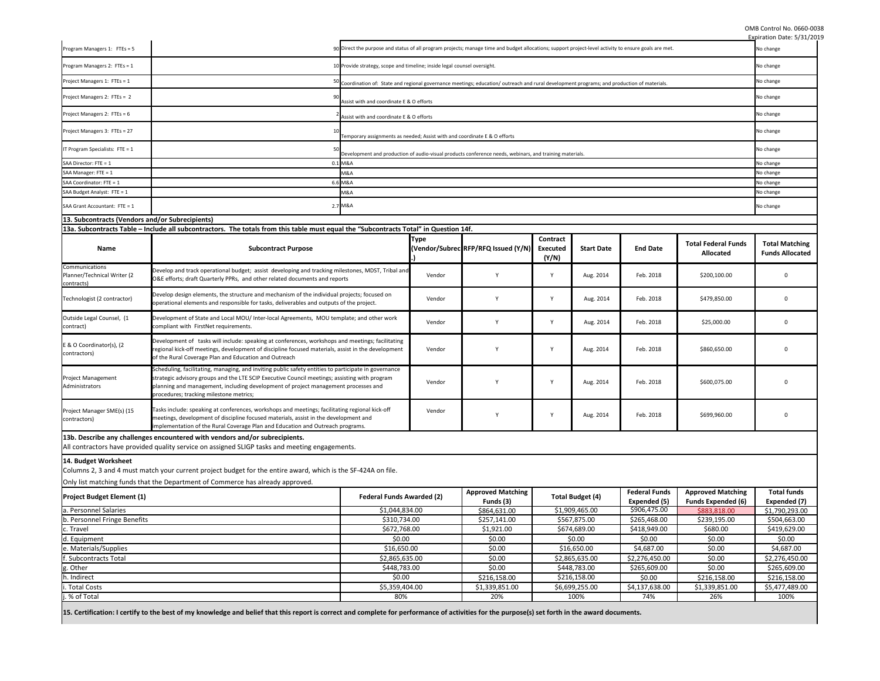| | | | |
|---|---|---|---|
| Program Managers 1: FTEs = 5 | 90 | Direct the purpose and status of all program projects; manage time and budget allocations; support project-level activity to ensure goals are met. | No change |
| Program Managers 2: FTEs = 1 | 10 | Provide strategy, scope and timeline; inside legal counsel oversight. | No change |
| Project Managers 1: FTEs = 1 | 50 | Coordination of: State and regional governance meetings; education/ outreach and rural development programs; and production of materials. | No change |
| Project Managers 2: FTEs = 2 | 90 | Assist with and coordinate E & O efforts | No change |
| Project Managers 2: FTEs = 6 | 2 | Assist with and coordinate E & O efforts | No change |
| Project Managers 3: FTEs = 27 | 10 | Temporary assignments as needed; Assist with and coordinate E & O efforts | No change |
| IT Program Specialists: FTE = 1 | 50 | Development and production of audio-visual products conference needs, webinars, and training materials. | No change |
| SAA Director: FTE = 1 | 0.1 | M&A | No change |
| SAA Manager: FTE = 1 | | M&A | No change |
| SAA Coordinator: FTE = 1 | 6.6 | M&A | No change |
| SAA Budget Analyst: FTE = 1 | | M&A | No change |
| SAA Grant Accountant: FTE = 1 | 2.7 | M&A | No change |

**13. Subcontracts (Vendors and/or Subrecipients)**

**13a. Subcontracts Table – Include all subcontractors. The totals from this table must equal the "Subcontracts Total" in Question 14f.**

| Name | Subcontract Purpose | Type (Vendor/Subrec.) | RFP/RFQ Issued (Y/N) | Contract Executed (Y/N) | Start Date | End Date | Total Federal Funds Allocated | Total Matching Funds Allocated |
|---|---|---|---|---|---|---|---|---|
| Communications Planner/Technical Writer (2 contracts) | Develop and track operational budget; assist developing and tracking milestones, MDST, Tribal and O&E efforts; draft Quarterly PPRs, and other related documents and reports | Vendor | Y | Y | Aug. 2014 | Feb. 2018 | $200,100.00 | 0 |
| Technologist (2 contractor) | Develop design elements, the structure and mechanism of the individual projects; focused on operational elements and responsible for tasks, deliverables and outputs of the project. | Vendor | Y | Y | Aug. 2014 | Feb. 2018 | $479,850.00 | 0 |
| Outside Legal Counsel, (1 contract) | Development of State and Local MOU/ Inter-local Agreements, MOU template; and other work compliant with FirstNet requirements. | Vendor | Y | Y | Aug. 2014 | Feb. 2018 | $25,000.00 | 0 |
| E & O Coordinator(s), (2 contractors) | Development of tasks will include: speaking at conferences, workshops and meetings; facilitating regional kick-off meetings, development of discipline focused materials, assist in the development of the Rural Coverage Plan and Education and Outreach | Vendor | Y | Y | Aug. 2014 | Feb. 2018 | $860,650.00 | 0 |
| Project Management Administrators | Scheduling, facilitating, managing, and inviting public safety entities to participate in governance strategic advisory groups and the LTE SCIP Executive Council meetings; assisting with program planning and management, including development of project management processes and procedures; tracking milestone metrics; | Vendor | Y | Y | Aug. 2014 | Feb. 2018 | $600,075.00 | 0 |
| Project Manager SME(s) (15 contractors) | Tasks include: speaking at conferences, workshops and meetings; facilitating regional kick-off meetings, development of discipline focused materials, assist in the development and implementation of the Rural Coverage Plan and Education and Outreach programs. | Vendor | Y | Y | Aug. 2014 | Feb. 2018 | $699,960.00 | 0 |

**13b. Describe any challenges encountered with vendors and/or subrecipients.**

All contractors have provided quality service on assigned SLIGP tasks and meeting engagements.

**14. Budget Worksheet**

Columns 2, 3 and 4 must match your current project budget for the entire award, which is the SF-424A on file.

Only list matching funds that the Department of Commerce has already approved.

| Project Budget Element (1) | Federal Funds Awarded (2) | Approved Matching Funds (3) | Total Budget (4) | Federal Funds Expended (5) | Approved Matching Funds Expended (6) | Total funds Expended (7) |
|---|---|---|---|---|---|---|
| a. Personnel Salaries | $1,044,834.00 | $864,631.00 | $1,909,465.00 | $906,475.00 | $883,818.00 | $1,790,293.00 |
| b. Personnel Fringe Benefits | $310,734.00 | $257,141.00 | $567,875.00 | $265,468.00 | $239,195.00 | $504,663.00 |
| c. Travel | $672,768.00 | $1,921.00 | $674,689.00 | $418,949.00 | $680.00 | $419,629.00 |
| d. Equipment | $0.00 | $0.00 | $0.00 | $0.00 | $0.00 | $0.00 |
| e. Materials/Supplies | $16,650.00 | $0.00 | $16,650.00 | $4,687.00 | $0.00 | $4,687.00 |
| f. Subcontracts Total | $2,865,635.00 | $0.00 | $2,865,635.00 | $2,276,450.00 | $0.00 | $2,276,450.00 |
| g. Other | $448,783.00 | $0.00 | $448,783.00 | $265,609.00 | $0.00 | $265,609.00 |
| h. Indirect | $0.00 | $216,158.00 | $216,158.00 | $0.00 | $216,158.00 | $216,158.00 |
| i. Total Costs | $5,359,404.00 | $1,339,851.00 | $6,699,255.00 | $4,137,638.00 | $1,339,851.00 | $5,477,489.00 |
| j. % of Total | 80% | 20% | 100% | 74% | 26% | 100% |

**15. Certification: I certify to the best of my knowledge and belief that this report is correct and complete for performance of activities for the purpose(s) set forth in the award documents.**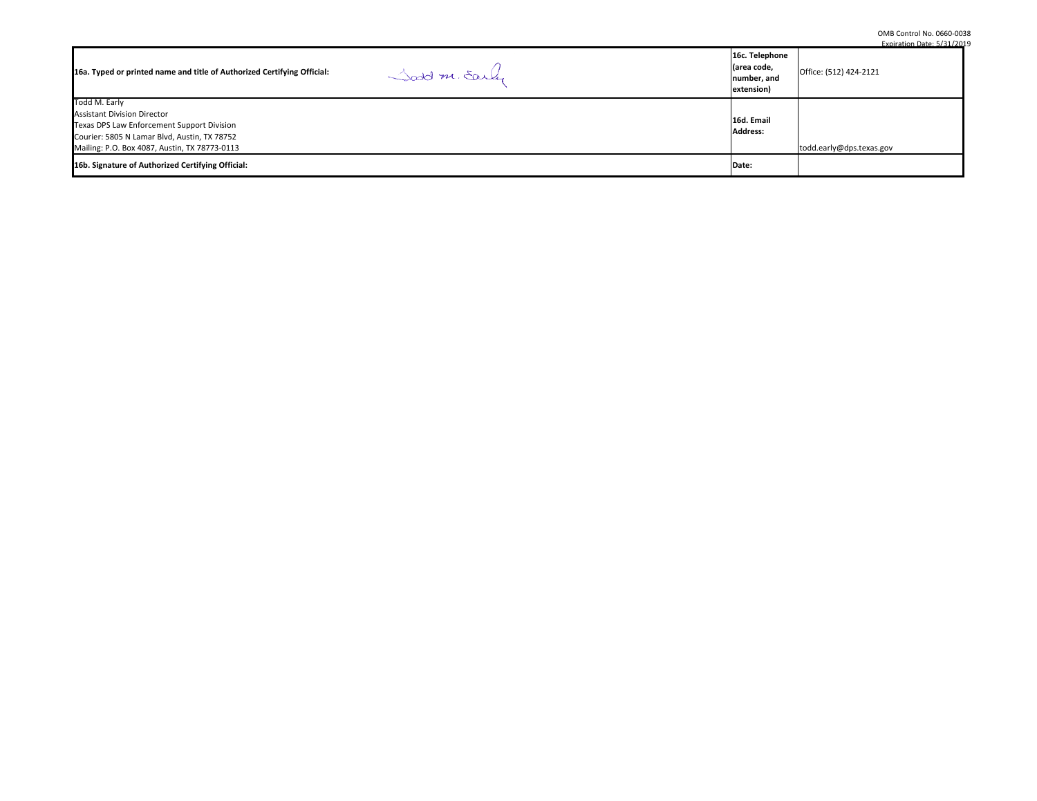OMB Control No. 0660-0038
Expiration Date: 5/31/2019

| | | | |
|---|---|---|---|
| **16a. Typed or printed name and title of Authorized Certifying Official:** | | **16c. Telephone (area code, number, and extension)** | Office: (512) 424-2121 |
| Todd M. Early<br>Assistant Division Director<br>Texas DPS Law Enforcement Support Division<br>Courier: 5805 N Lamar Blvd, Austin, TX 78752<br>Mailing: P.O. Box 4087, Austin, TX 78773-0113 | | **16d. Email Address:** | todd.early@dps.texas.gov |
| **16b. Signature of Authorized Certifying Official:** | Todd M. Early | **Date:** | |